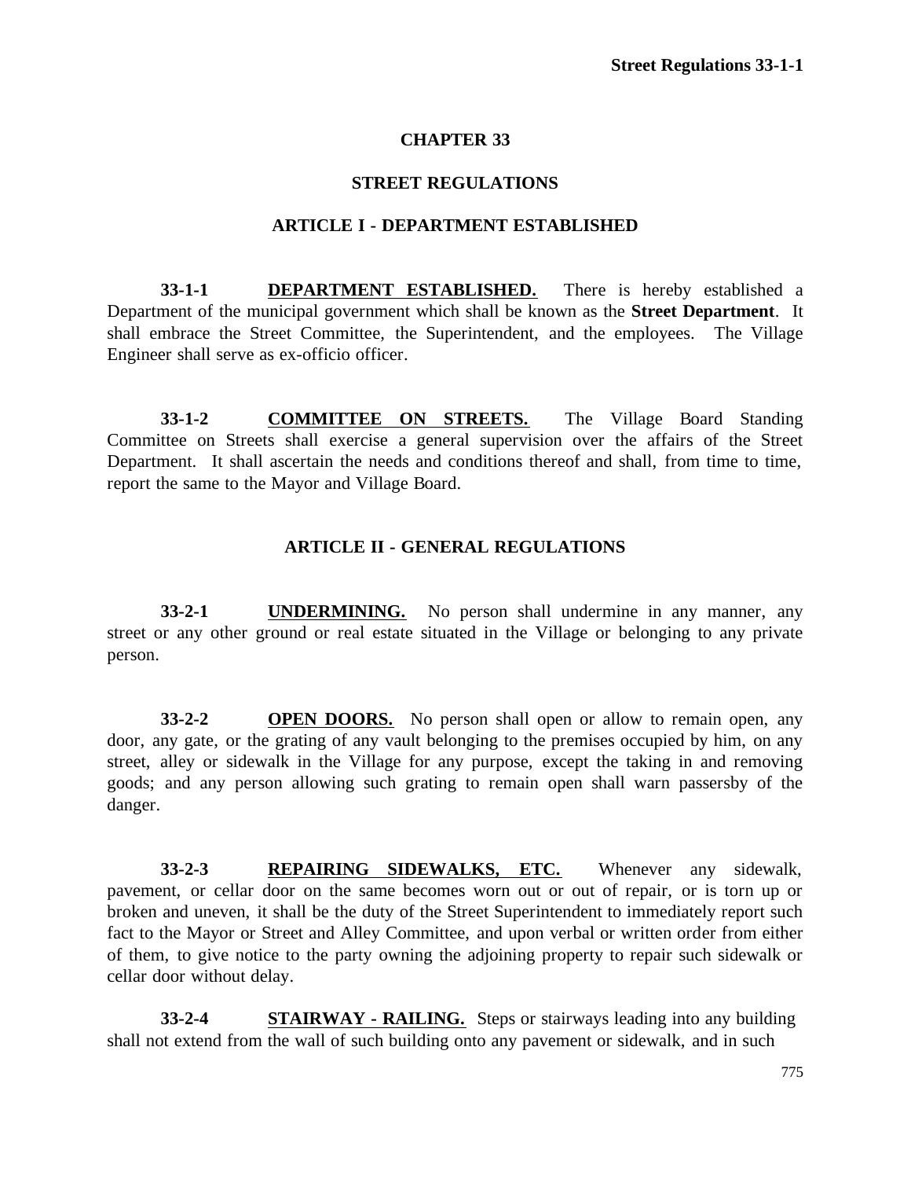# CHAPTER 33

## STREET REGULATIONS

### ARTICLE I - DEPARTMENT ESTABLISHED

**33-1-1 DEPARTMENT ESTABLISHED.** There is hereby established a Department of the municipal government which shall be known as the **Street Department**. It shall embrace the Street Committee, the Superintendent, and the employees. The Village Engineer shall serve as ex-officio officer.

**33-1-2 COMMITTEE ON STREETS.** The Village Board Standing Committee on Streets shall exercise a general supervision over the affairs of the Street Department. It shall ascertain the needs and conditions thereof and shall, from time to time, report the same to the Mayor and Village Board.

### ARTICLE II - GENERAL REGULATIONS

**33-2-1 UNDERMINING.** No person shall undermine in any manner, any street or any other ground or real estate situated in the Village or belonging to any private person.

**33-2-2 OPEN DOORS.** No person shall open or allow to remain open, any door, any gate, or the grating of any vault belonging to the premises occupied by him, on any street, alley or sidewalk in the Village for any purpose, except the taking in and removing goods; and any person allowing such grating to remain open shall warn passersby of the danger.

**33-2-3 REPAIRING SIDEWALKS, ETC.** Whenever any sidewalk, pavement, or cellar door on the same becomes worn out or out of repair, or is torn up or broken and uneven, it shall be the duty of the Street Superintendent to immediately report such fact to the Mayor or Street and Alley Committee, and upon verbal or written order from either of them, to give notice to the party owning the adjoining property to repair such sidewalk or cellar door without delay.

**33-2-4 STAIRWAY - RAILING.** Steps or stairways leading into any building shall not extend from the wall of such building onto any pavement or sidewalk, and in such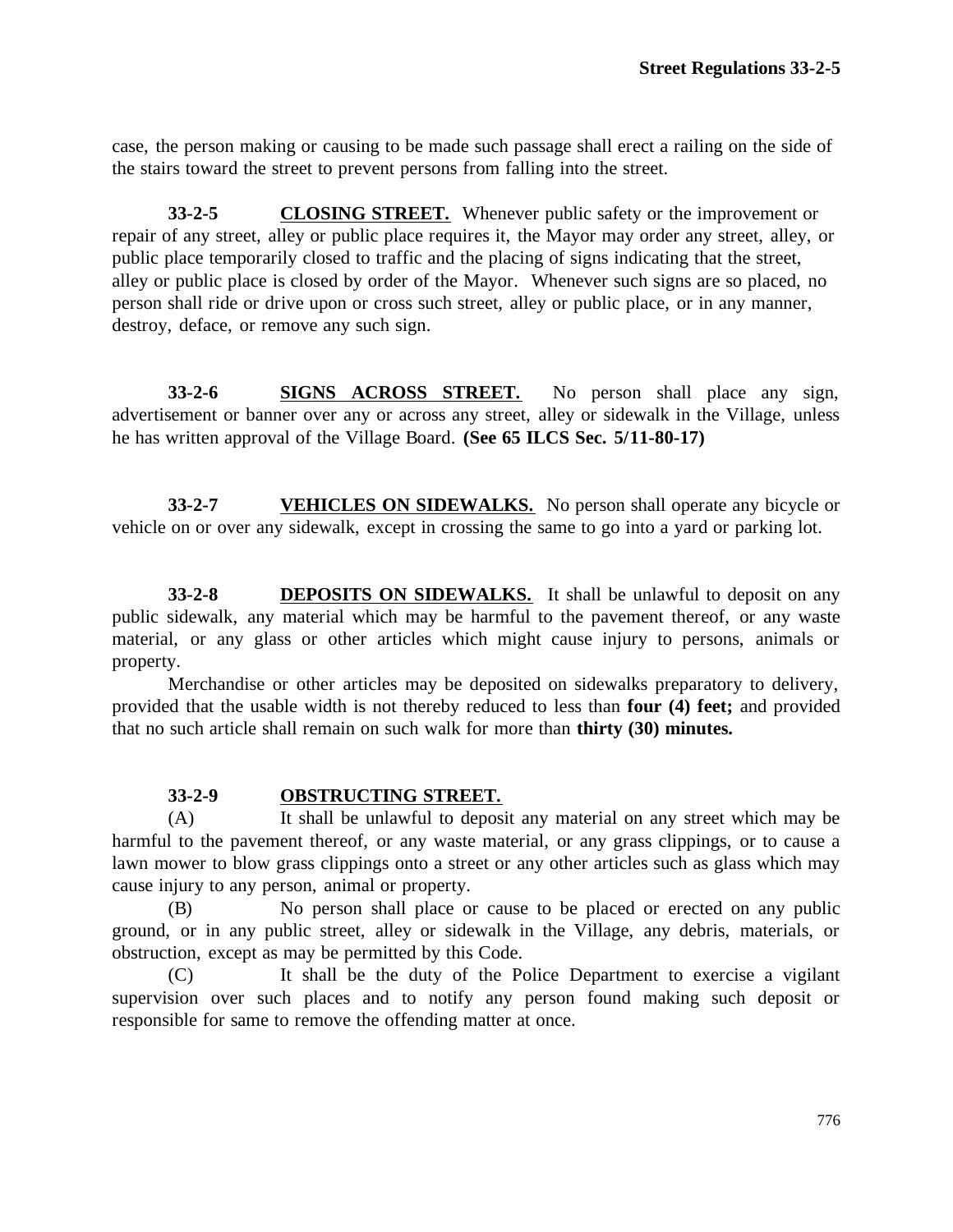case, the person making or causing to be made such passage shall erect a railing on the side of the stairs toward the street to prevent persons from falling into the street.

**33-2-5** **CLOSING STREET.** Whenever public safety or the improvement or repair of any street, alley or public place requires it, the Mayor may order any street, alley, or public place temporarily closed to traffic and the placing of signs indicating that the street, alley or public place is closed by order of the Mayor. Whenever such signs are so placed, no person shall ride or drive upon or cross such street, alley or public place, or in any manner, destroy, deface, or remove any such sign.

**33-2-6** **SIGNS ACROSS STREET.** No person shall place any sign, advertisement or banner over any or across any street, alley or sidewalk in the Village, unless he has written approval of the Village Board. **(See 65 ILCS Sec. 5/11-80-17)**

**33-2-7** **VEHICLES ON SIDEWALKS.** No person shall operate any bicycle or vehicle on or over any sidewalk, except in crossing the same to go into a yard or parking lot.

**33-2-8** **DEPOSITS ON SIDEWALKS.** It shall be unlawful to deposit on any public sidewalk, any material which may be harmful to the pavement thereof, or any waste material, or any glass or other articles which might cause injury to persons, animals or property.

Merchandise or other articles may be deposited on sidewalks preparatory to delivery, provided that the usable width is not thereby reduced to less than **four (4) feet;** and provided that no such article shall remain on such walk for more than **thirty (30) minutes.**

**33-2-9** **OBSTRUCTING STREET.**

(A) It shall be unlawful to deposit any material on any street which may be harmful to the pavement thereof, or any waste material, or any grass clippings, or to cause a lawn mower to blow grass clippings onto a street or any other articles such as glass which may cause injury to any person, animal or property.

(B) No person shall place or cause to be placed or erected on any public ground, or in any public street, alley or sidewalk in the Village, any debris, materials, or obstruction, except as may be permitted by this Code.

(C) It shall be the duty of the Police Department to exercise a vigilant supervision over such places and to notify any person found making such deposit or responsible for same to remove the offending matter at once.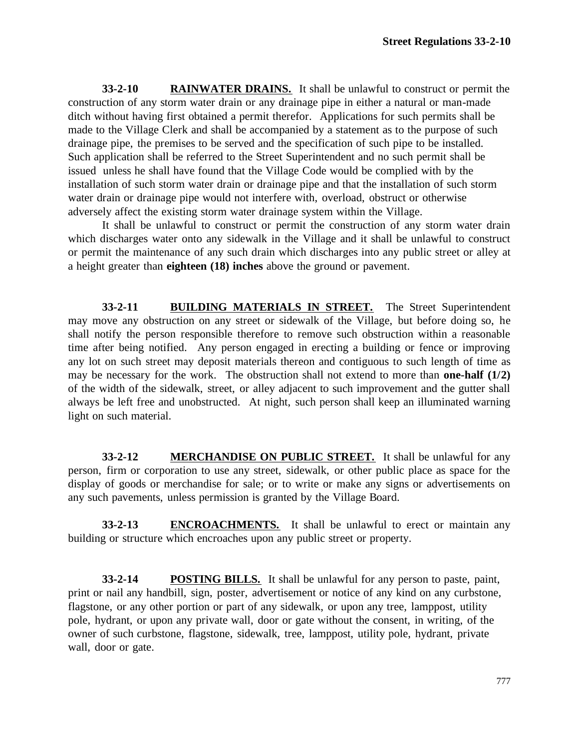**33-2-10** **<u>RAINWATER DRAINS.</u>** It shall be unlawful to construct or permit the construction of any storm water drain or any drainage pipe in either a natural or man-made ditch without having first obtained a permit therefor. Applications for such permits shall be made to the Village Clerk and shall be accompanied by a statement as to the purpose of such drainage pipe, the premises to be served and the specification of such pipe to be installed. Such application shall be referred to the Street Superintendent and no such permit shall be issued unless he shall have found that the Village Code would be complied with by the installation of such storm water drain or drainage pipe and that the installation of such storm water drain or drainage pipe would not interfere with, overload, obstruct or otherwise adversely affect the existing storm water drainage system within the Village.

It shall be unlawful to construct or permit the construction of any storm water drain which discharges water onto any sidewalk in the Village and it shall be unlawful to construct or permit the maintenance of any such drain which discharges into any public street or alley at a height greater than **eighteen (18) inches** above the ground or pavement.

**33-2-11** **<u>BUILDING MATERIALS IN STREET.</u>** The Street Superintendent may move any obstruction on any street or sidewalk of the Village, but before doing so, he shall notify the person responsible therefore to remove such obstruction within a reasonable time after being notified. Any person engaged in erecting a building or fence or improving any lot on such street may deposit materials thereon and contiguous to such length of time as may be necessary for the work. The obstruction shall not extend to more than **one-half (1/2)** of the width of the sidewalk, street, or alley adjacent to such improvement and the gutter shall always be left free and unobstructed. At night, such person shall keep an illuminated warning light on such material.

**33-2-12** **<u>MERCHANDISE ON PUBLIC STREET.</u>** It shall be unlawful for any person, firm or corporation to use any street, sidewalk, or other public place as space for the display of goods or merchandise for sale; or to write or make any signs or advertisements on any such pavements, unless permission is granted by the Village Board.

**33-2-13** **<u>ENCROACHMENTS.</u>** It shall be unlawful to erect or maintain any building or structure which encroaches upon any public street or property.

**33-2-14** **<u>POSTING BILLS.</u>** It shall be unlawful for any person to paste, paint, print or nail any handbill, sign, poster, advertisement or notice of any kind on any curbstone, flagstone, or any other portion or part of any sidewalk, or upon any tree, lamppost, utility pole, hydrant, or upon any private wall, door or gate without the consent, in writing, of the owner of such curbstone, flagstone, sidewalk, tree, lamppost, utility pole, hydrant, private wall, door or gate.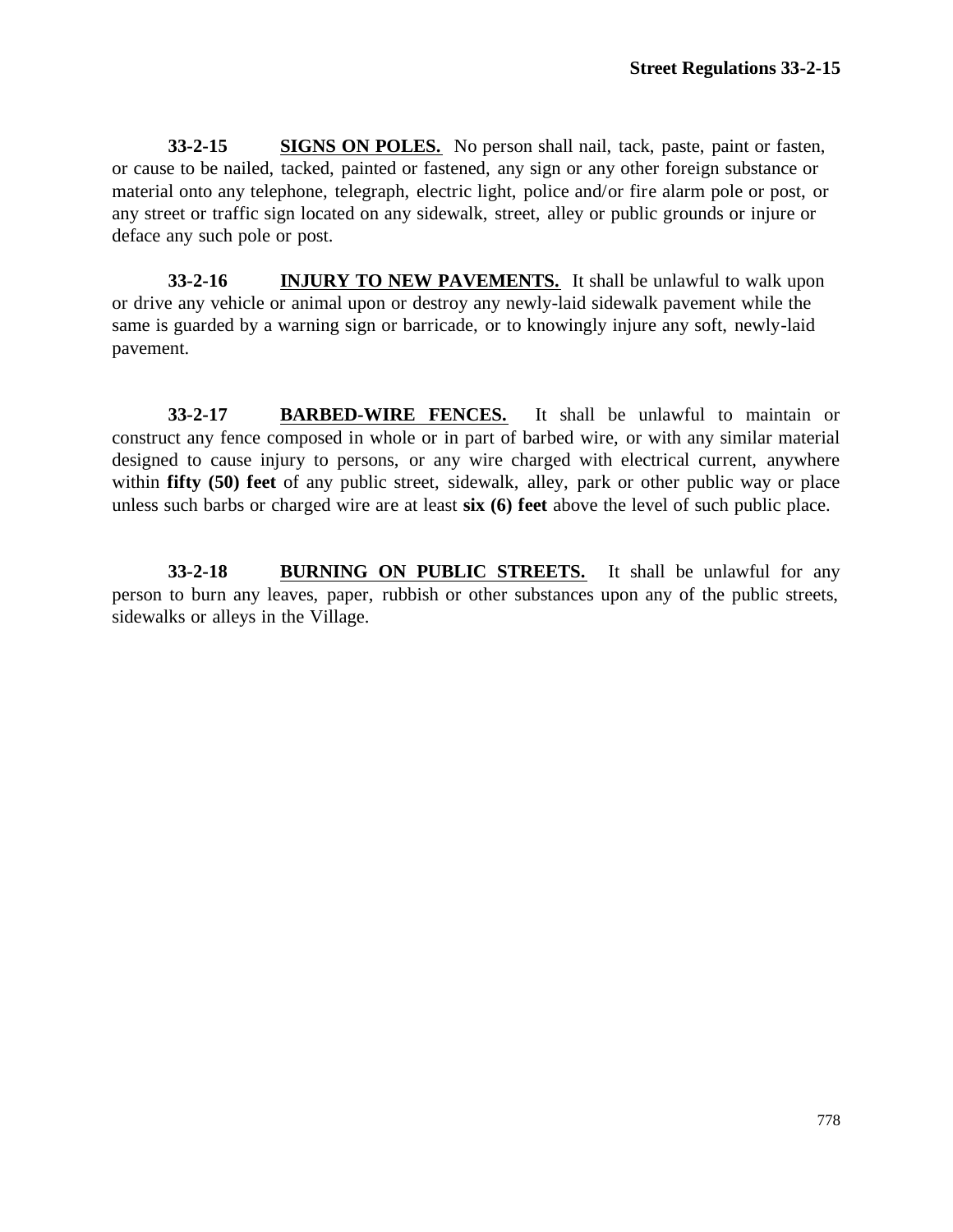**33-2-15** **SIGNS ON POLES.** No person shall nail, tack, paste, paint or fasten, or cause to be nailed, tacked, painted or fastened, any sign or any other foreign substance or material onto any telephone, telegraph, electric light, police and/or fire alarm pole or post, or any street or traffic sign located on any sidewalk, street, alley or public grounds or injure or deface any such pole or post.

**33-2-16** **INJURY TO NEW PAVEMENTS.** It shall be unlawful to walk upon or drive any vehicle or animal upon or destroy any newly-laid sidewalk pavement while the same is guarded by a warning sign or barricade, or to knowingly injure any soft, newly-laid pavement.

**33-2-17** **BARBED-WIRE FENCES.** It shall be unlawful to maintain or construct any fence composed in whole or in part of barbed wire, or with any similar material designed to cause injury to persons, or any wire charged with electrical current, anywhere within **fifty (50) feet** of any public street, sidewalk, alley, park or other public way or place unless such barbs or charged wire are at least **six (6) feet** above the level of such public place.

**33-2-18** **BURNING ON PUBLIC STREETS.** It shall be unlawful for any person to burn any leaves, paper, rubbish or other substances upon any of the public streets, sidewalks or alleys in the Village.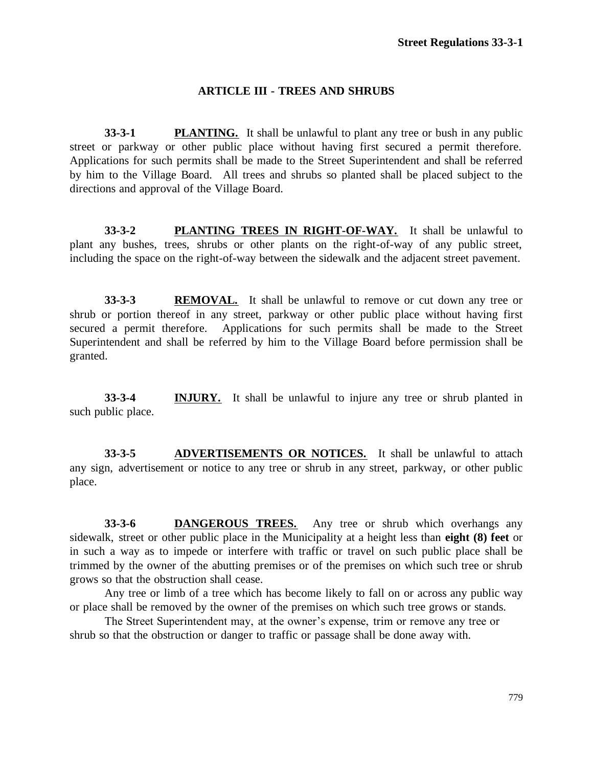## ARTICLE III - TREES AND SHRUBS

**33-3-1 PLANTING.** It shall be unlawful to plant any tree or bush in any public street or parkway or other public place without having first secured a permit therefore. Applications for such permits shall be made to the Street Superintendent and shall be referred by him to the Village Board. All trees and shrubs so planted shall be placed subject to the directions and approval of the Village Board.

**33-3-2 PLANTING TREES IN RIGHT-OF-WAY.** It shall be unlawful to plant any bushes, trees, shrubs or other plants on the right-of-way of any public street, including the space on the right-of-way between the sidewalk and the adjacent street pavement.

**33-3-3 REMOVAL.** It shall be unlawful to remove or cut down any tree or shrub or portion thereof in any street, parkway or other public place without having first secured a permit therefore. Applications for such permits shall be made to the Street Superintendent and shall be referred by him to the Village Board before permission shall be granted.

**33-3-4 INJURY.** It shall be unlawful to injure any tree or shrub planted in such public place.

**33-3-5 ADVERTISEMENTS OR NOTICES.** It shall be unlawful to attach any sign, advertisement or notice to any tree or shrub in any street, parkway, or other public place.

**33-3-6 DANGEROUS TREES.** Any tree or shrub which overhangs any sidewalk, street or other public place in the Municipality at a height less than **eight (8) feet** or in such a way as to impede or interfere with traffic or travel on such public place shall be trimmed by the owner of the abutting premises or of the premises on which such tree or shrub grows so that the obstruction shall cease.

Any tree or limb of a tree which has become likely to fall on or across any public way or place shall be removed by the owner of the premises on which such tree grows or stands.

The Street Superintendent may, at the owner's expense, trim or remove any tree or shrub so that the obstruction or danger to traffic or passage shall be done away with.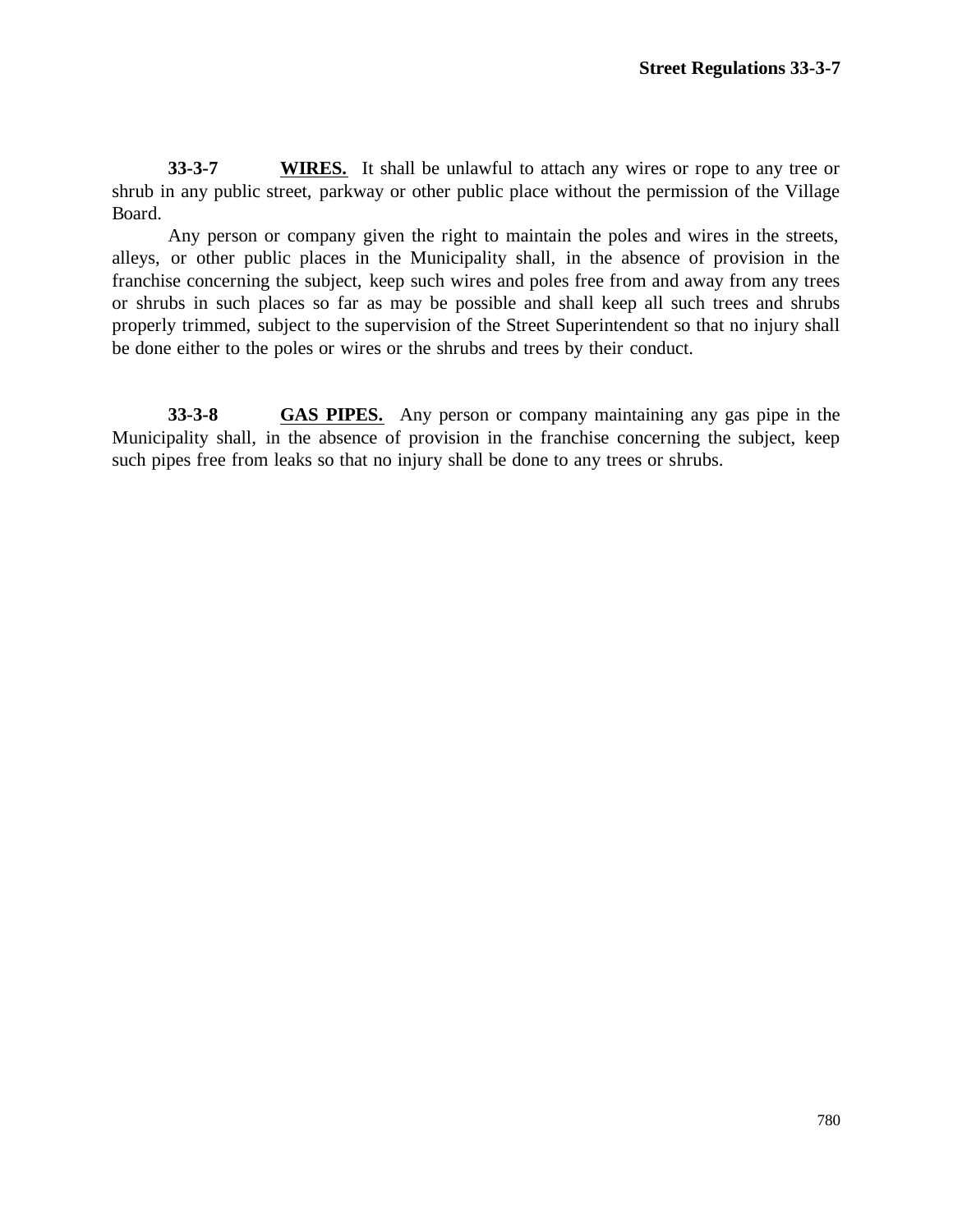**33-3-7** **WIRES.** It shall be unlawful to attach any wires or rope to any tree or shrub in any public street, parkway or other public place without the permission of the Village Board.

Any person or company given the right to maintain the poles and wires in the streets, alleys, or other public places in the Municipality shall, in the absence of provision in the franchise concerning the subject, keep such wires and poles free from and away from any trees or shrubs in such places so far as may be possible and shall keep all such trees and shrubs properly trimmed, subject to the supervision of the Street Superintendent so that no injury shall be done either to the poles or wires or the shrubs and trees by their conduct.

**33-3-8** **GAS PIPES.** Any person or company maintaining any gas pipe in the Municipality shall, in the absence of provision in the franchise concerning the subject, keep such pipes free from leaks so that no injury shall be done to any trees or shrubs.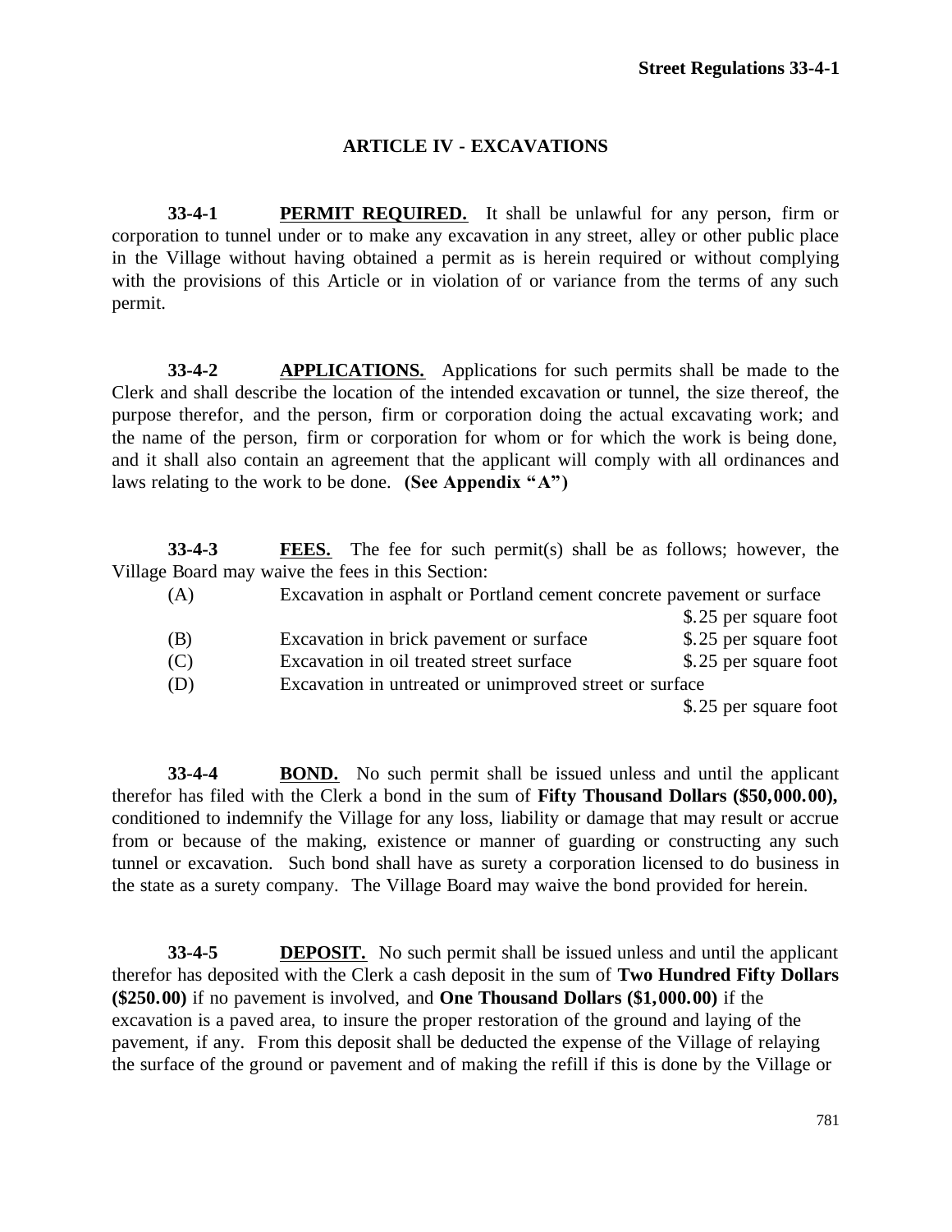## ARTICLE IV - EXCAVATIONS

**33-4-1** **PERMIT REQUIRED.** It shall be unlawful for any person, firm or corporation to tunnel under or to make any excavation in any street, alley or other public place in the Village without having obtained a permit as is herein required or without complying with the provisions of this Article or in violation of or variance from the terms of any such permit.

**33-4-2** **APPLICATIONS.** Applications for such permits shall be made to the Clerk and shall describe the location of the intended excavation or tunnel, the size thereof, the purpose therefor, and the person, firm or corporation doing the actual excavating work; and the name of the person, firm or corporation for whom or for which the work is being done, and it shall also contain an agreement that the applicant will comply with all ordinances and laws relating to the work to be done. **(See Appendix "A")**

**33-4-3** **FEES.** The fee for such permit(s) shall be as follows; however, the Village Board may waive the fees in this Section:

| | | |
|---|---|---|
| (A) | Excavation in asphalt or Portland cement concrete pavement or surface | $.25 per square foot |
| (B) | Excavation in brick pavement or surface | $.25 per square foot |
| (C) | Excavation in oil treated street surface | $.25 per square foot |
| (D) | Excavation in untreated or unimproved street or surface | $.25 per square foot |

**33-4-4** **BOND.** No such permit shall be issued unless and until the applicant therefor has filed with the Clerk a bond in the sum of **Fifty Thousand Dollars ($50,000.00),** conditioned to indemnify the Village for any loss, liability or damage that may result or accrue from or because of the making, existence or manner of guarding or constructing any such tunnel or excavation. Such bond shall have as surety a corporation licensed to do business in the state as a surety company. The Village Board may waive the bond provided for herein.

**33-4-5** **DEPOSIT.** No such permit shall be issued unless and until the applicant therefor has deposited with the Clerk a cash deposit in the sum of **Two Hundred Fifty Dollars ($250.00)** if no pavement is involved, and **One Thousand Dollars ($1,000.00)** if the excavation is a paved area, to insure the proper restoration of the ground and laying of the pavement, if any. From this deposit shall be deducted the expense of the Village of relaying the surface of the ground or pavement and of making the refill if this is done by the Village or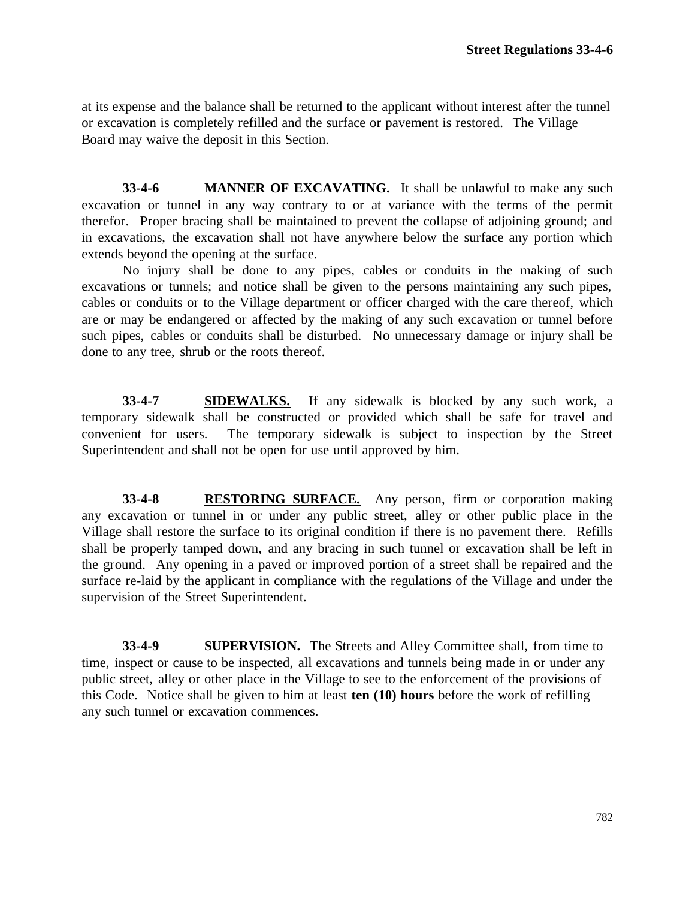at its expense and the balance shall be returned to the applicant without interest after the tunnel or excavation is completely refilled and the surface or pavement is restored. The Village Board may waive the deposit in this Section.

**33-4-6** **MANNER OF EXCAVATING.** It shall be unlawful to make any such excavation or tunnel in any way contrary to or at variance with the terms of the permit therefor. Proper bracing shall be maintained to prevent the collapse of adjoining ground; and in excavations, the excavation shall not have anywhere below the surface any portion which extends beyond the opening at the surface.

No injury shall be done to any pipes, cables or conduits in the making of such excavations or tunnels; and notice shall be given to the persons maintaining any such pipes, cables or conduits or to the Village department or officer charged with the care thereof, which are or may be endangered or affected by the making of any such excavation or tunnel before such pipes, cables or conduits shall be disturbed. No unnecessary damage or injury shall be done to any tree, shrub or the roots thereof.

**33-4-7** **SIDEWALKS.** If any sidewalk is blocked by any such work, a temporary sidewalk shall be constructed or provided which shall be safe for travel and convenient for users. The temporary sidewalk is subject to inspection by the Street Superintendent and shall not be open for use until approved by him.

**33-4-8** **RESTORING SURFACE.** Any person, firm or corporation making any excavation or tunnel in or under any public street, alley or other public place in the Village shall restore the surface to its original condition if there is no pavement there. Refills shall be properly tamped down, and any bracing in such tunnel or excavation shall be left in the ground. Any opening in a paved or improved portion of a street shall be repaired and the surface re-laid by the applicant in compliance with the regulations of the Village and under the supervision of the Street Superintendent.

**33-4-9** **SUPERVISION.** The Streets and Alley Committee shall, from time to time, inspect or cause to be inspected, all excavations and tunnels being made in or under any public street, alley or other place in the Village to see to the enforcement of the provisions of this Code. Notice shall be given to him at least **ten (10) hours** before the work of refilling any such tunnel or excavation commences.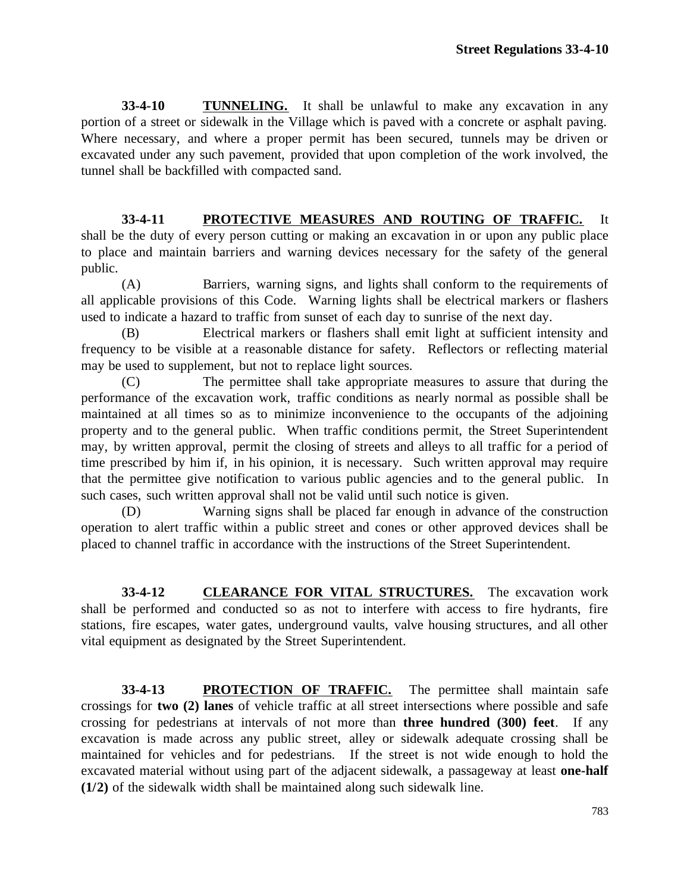**33-4-10** **TUNNELING.** It shall be unlawful to make any excavation in any portion of a street or sidewalk in the Village which is paved with a concrete or asphalt paving. Where necessary, and where a proper permit has been secured, tunnels may be driven or excavated under any such pavement, provided that upon completion of the work involved, the tunnel shall be backfilled with compacted sand.

**33-4-11** **PROTECTIVE MEASURES AND ROUTING OF TRAFFIC.** It shall be the duty of every person cutting or making an excavation in or upon any public place to place and maintain barriers and warning devices necessary for the safety of the general public.

(A) Barriers, warning signs, and lights shall conform to the requirements of all applicable provisions of this Code. Warning lights shall be electrical markers or flashers used to indicate a hazard to traffic from sunset of each day to sunrise of the next day.

(B) Electrical markers or flashers shall emit light at sufficient intensity and frequency to be visible at a reasonable distance for safety. Reflectors or reflecting material may be used to supplement, but not to replace light sources.

(C) The permittee shall take appropriate measures to assure that during the performance of the excavation work, traffic conditions as nearly normal as possible shall be maintained at all times so as to minimize inconvenience to the occupants of the adjoining property and to the general public. When traffic conditions permit, the Street Superintendent may, by written approval, permit the closing of streets and alleys to all traffic for a period of time prescribed by him if, in his opinion, it is necessary. Such written approval may require that the permittee give notification to various public agencies and to the general public. In such cases, such written approval shall not be valid until such notice is given.

(D) Warning signs shall be placed far enough in advance of the construction operation to alert traffic within a public street and cones or other approved devices shall be placed to channel traffic in accordance with the instructions of the Street Superintendent.

**33-4-12** **CLEARANCE FOR VITAL STRUCTURES.** The excavation work shall be performed and conducted so as not to interfere with access to fire hydrants, fire stations, fire escapes, water gates, underground vaults, valve housing structures, and all other vital equipment as designated by the Street Superintendent.

**33-4-13** **PROTECTION OF TRAFFIC.** The permittee shall maintain safe crossings for **two (2) lanes** of vehicle traffic at all street intersections where possible and safe crossing for pedestrians at intervals of not more than **three hundred (300) feet**. If any excavation is made across any public street, alley or sidewalk adequate crossing shall be maintained for vehicles and for pedestrians. If the street is not wide enough to hold the excavated material without using part of the adjacent sidewalk, a passageway at least **one-half (1/2)** of the sidewalk width shall be maintained along such sidewalk line.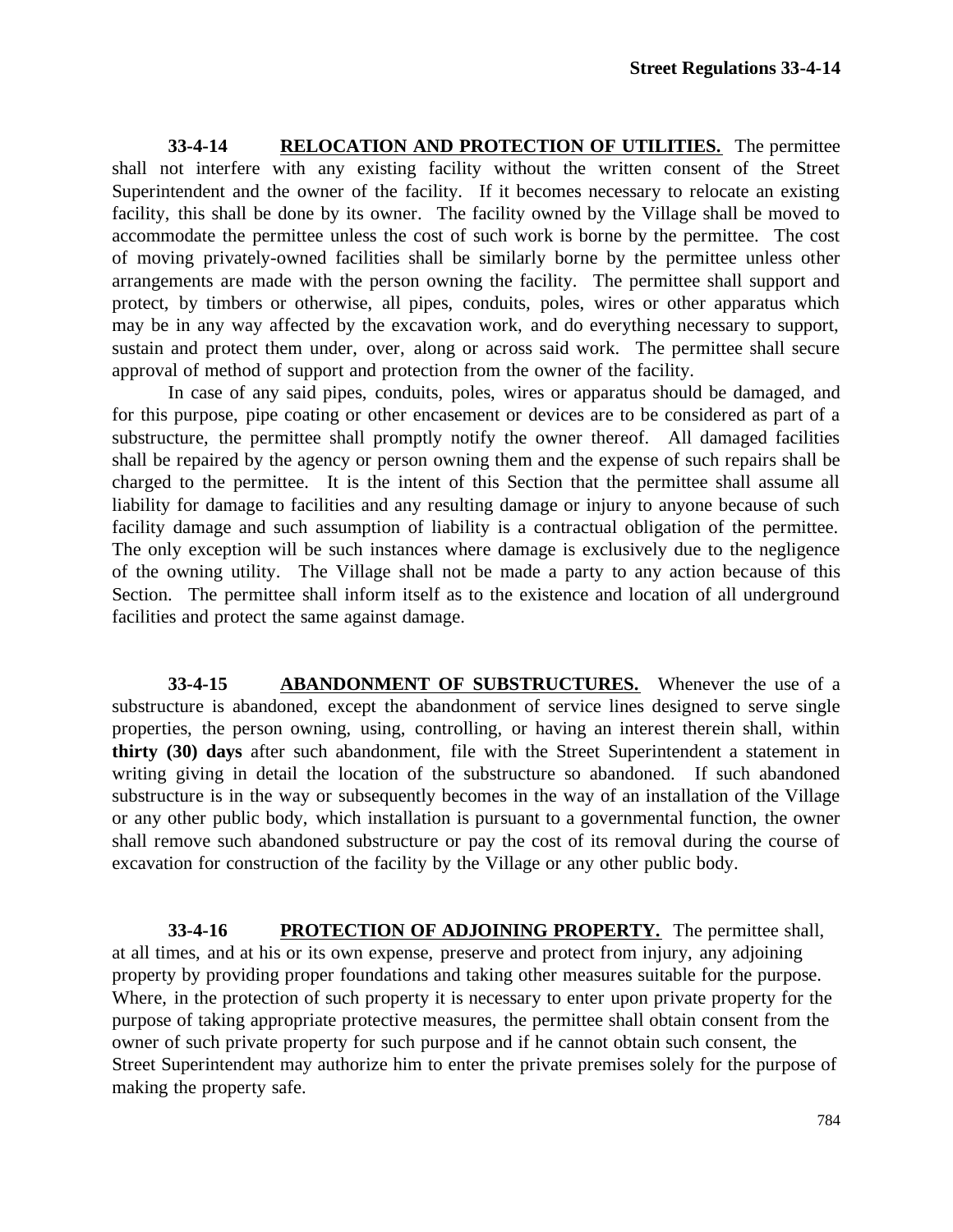**33-4-14 RELOCATION AND PROTECTION OF UTILITIES.** The permittee shall not interfere with any existing facility without the written consent of the Street Superintendent and the owner of the facility. If it becomes necessary to relocate an existing facility, this shall be done by its owner. The facility owned by the Village shall be moved to accommodate the permittee unless the cost of such work is borne by the permittee. The cost of moving privately-owned facilities shall be similarly borne by the permittee unless other arrangements are made with the person owning the facility. The permittee shall support and protect, by timbers or otherwise, all pipes, conduits, poles, wires or other apparatus which may be in any way affected by the excavation work, and do everything necessary to support, sustain and protect them under, over, along or across said work. The permittee shall secure approval of method of support and protection from the owner of the facility.

In case of any said pipes, conduits, poles, wires or apparatus should be damaged, and for this purpose, pipe coating or other encasement or devices are to be considered as part of a substructure, the permittee shall promptly notify the owner thereof. All damaged facilities shall be repaired by the agency or person owning them and the expense of such repairs shall be charged to the permittee. It is the intent of this Section that the permittee shall assume all liability for damage to facilities and any resulting damage or injury to anyone because of such facility damage and such assumption of liability is a contractual obligation of the permittee. The only exception will be such instances where damage is exclusively due to the negligence of the owning utility. The Village shall not be made a party to any action because of this Section. The permittee shall inform itself as to the existence and location of all underground facilities and protect the same against damage.

**33-4-15 ABANDONMENT OF SUBSTRUCTURES.** Whenever the use of a substructure is abandoned, except the abandonment of service lines designed to serve single properties, the person owning, using, controlling, or having an interest therein shall, within **thirty (30) days** after such abandonment, file with the Street Superintendent a statement in writing giving in detail the location of the substructure so abandoned. If such abandoned substructure is in the way or subsequently becomes in the way of an installation of the Village or any other public body, which installation is pursuant to a governmental function, the owner shall remove such abandoned substructure or pay the cost of its removal during the course of excavation for construction of the facility by the Village or any other public body.

**33-4-16 PROTECTION OF ADJOINING PROPERTY.** The permittee shall, at all times, and at his or its own expense, preserve and protect from injury, any adjoining property by providing proper foundations and taking other measures suitable for the purpose. Where, in the protection of such property it is necessary to enter upon private property for the purpose of taking appropriate protective measures, the permittee shall obtain consent from the owner of such private property for such purpose and if he cannot obtain such consent, the Street Superintendent may authorize him to enter the private premises solely for the purpose of making the property safe.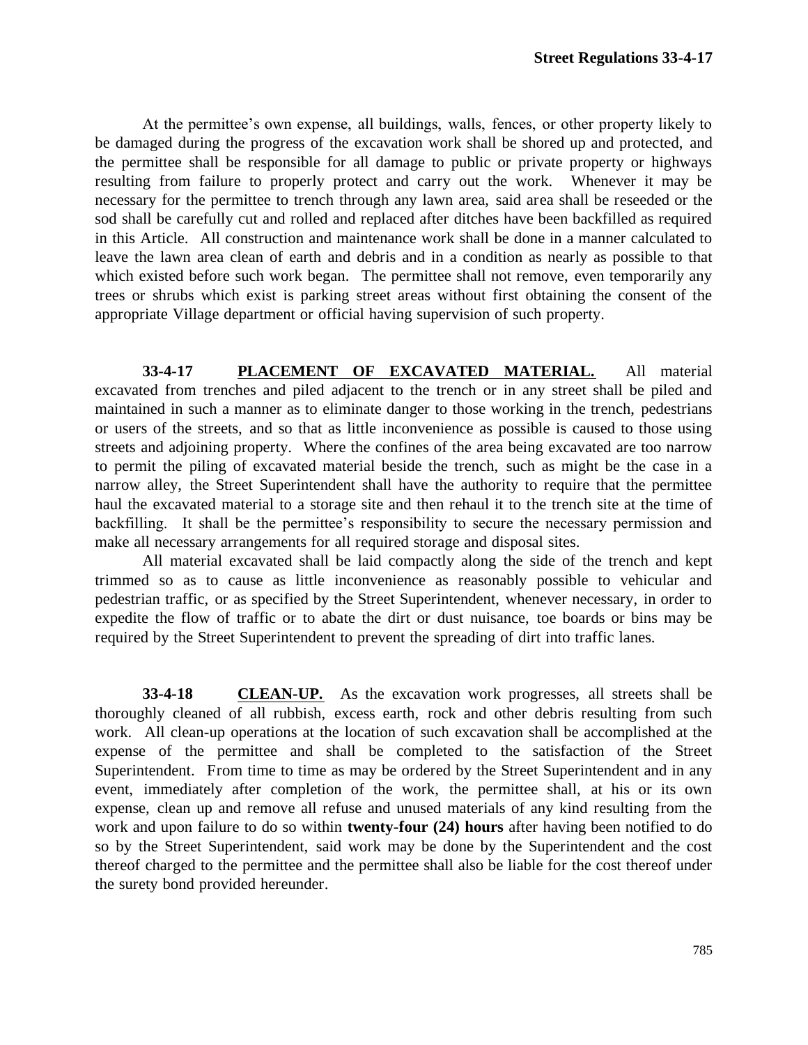At the permittee's own expense, all buildings, walls, fences, or other property likely to be damaged during the progress of the excavation work shall be shored up and protected, and the permittee shall be responsible for all damage to public or private property or highways resulting from failure to properly protect and carry out the work. Whenever it may be necessary for the permittee to trench through any lawn area, said area shall be reseeded or the sod shall be carefully cut and rolled and replaced after ditches have been backfilled as required in this Article. All construction and maintenance work shall be done in a manner calculated to leave the lawn area clean of earth and debris and in a condition as nearly as possible to that which existed before such work began. The permittee shall not remove, even temporarily any trees or shrubs which exist is parking street areas without first obtaining the consent of the appropriate Village department or official having supervision of such property.

**33-4-17** **PLACEMENT OF EXCAVATED MATERIAL.** All material excavated from trenches and piled adjacent to the trench or in any street shall be piled and maintained in such a manner as to eliminate danger to those working in the trench, pedestrians or users of the streets, and so that as little inconvenience as possible is caused to those using streets and adjoining property. Where the confines of the area being excavated are too narrow to permit the piling of excavated material beside the trench, such as might be the case in a narrow alley, the Street Superintendent shall have the authority to require that the permittee haul the excavated material to a storage site and then rehaul it to the trench site at the time of backfilling. It shall be the permittee's responsibility to secure the necessary permission and make all necessary arrangements for all required storage and disposal sites.

All material excavated shall be laid compactly along the side of the trench and kept trimmed so as to cause as little inconvenience as reasonably possible to vehicular and pedestrian traffic, or as specified by the Street Superintendent, whenever necessary, in order to expedite the flow of traffic or to abate the dirt or dust nuisance, toe boards or bins may be required by the Street Superintendent to prevent the spreading of dirt into traffic lanes.

**33-4-18** **CLEAN-UP.** As the excavation work progresses, all streets shall be thoroughly cleaned of all rubbish, excess earth, rock and other debris resulting from such work. All clean-up operations at the location of such excavation shall be accomplished at the expense of the permittee and shall be completed to the satisfaction of the Street Superintendent. From time to time as may be ordered by the Street Superintendent and in any event, immediately after completion of the work, the permittee shall, at his or its own expense, clean up and remove all refuse and unused materials of any kind resulting from the work and upon failure to do so within **twenty-four (24) hours** after having been notified to do so by the Street Superintendent, said work may be done by the Superintendent and the cost thereof charged to the permittee and the permittee shall also be liable for the cost thereof under the surety bond provided hereunder.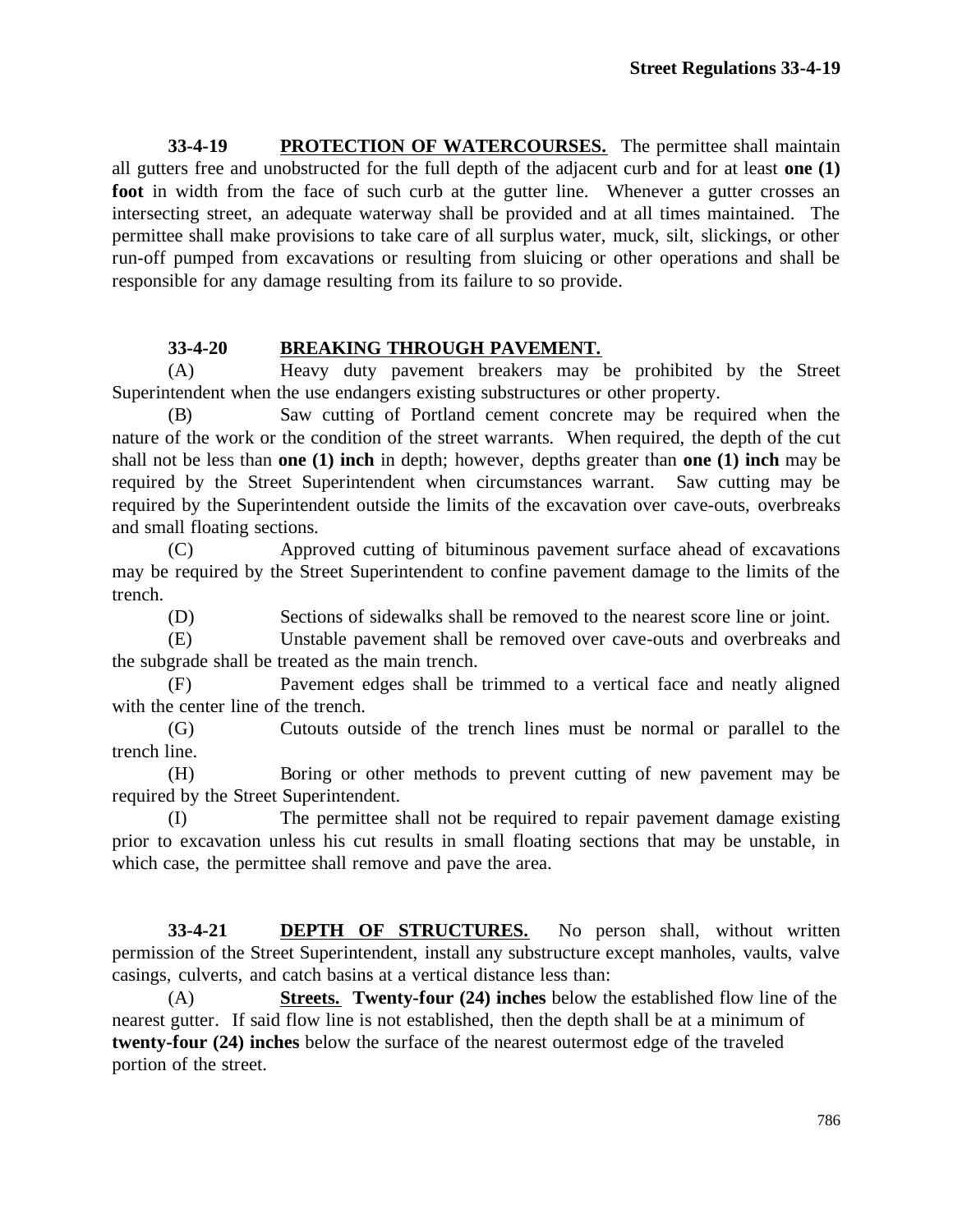**33-4-19 PROTECTION OF WATERCOURSES.** The permittee shall maintain all gutters free and unobstructed for the full depth of the adjacent curb and for at least **one (1) foot** in width from the face of such curb at the gutter line. Whenever a gutter crosses an intersecting street, an adequate waterway shall be provided and at all times maintained. The permittee shall make provisions to take care of all surplus water, muck, silt, slickings, or other run-off pumped from excavations or resulting from sluicing or other operations and shall be responsible for any damage resulting from its failure to so provide.

**33-4-20 BREAKING THROUGH PAVEMENT.**

(A) Heavy duty pavement breakers may be prohibited by the Street Superintendent when the use endangers existing substructures or other property.

(B) Saw cutting of Portland cement concrete may be required when the nature of the work or the condition of the street warrants. When required, the depth of the cut shall not be less than **one (1) inch** in depth; however, depths greater than **one (1) inch** may be required by the Street Superintendent when circumstances warrant. Saw cutting may be required by the Superintendent outside the limits of the excavation over cave-outs, overbreaks and small floating sections.

(C) Approved cutting of bituminous pavement surface ahead of excavations may be required by the Street Superintendent to confine pavement damage to the limits of the trench.

(D) Sections of sidewalks shall be removed to the nearest score line or joint.

(E) Unstable pavement shall be removed over cave-outs and overbreaks and the subgrade shall be treated as the main trench.

(F) Pavement edges shall be trimmed to a vertical face and neatly aligned with the center line of the trench.

(G) Cutouts outside of the trench lines must be normal or parallel to the trench line.

(H) Boring or other methods to prevent cutting of new pavement may be required by the Street Superintendent.

(I) The permittee shall not be required to repair pavement damage existing prior to excavation unless his cut results in small floating sections that may be unstable, in which case, the permittee shall remove and pave the area.

**33-4-21 DEPTH OF STRUCTURES.** No person shall, without written permission of the Street Superintendent, install any substructure except manholes, vaults, valve casings, culverts, and catch basins at a vertical distance less than:

(A) **Streets. Twenty-four (24) inches** below the established flow line of the nearest gutter. If said flow line is not established, then the depth shall be at a minimum of **twenty-four (24) inches** below the surface of the nearest outermost edge of the traveled portion of the street.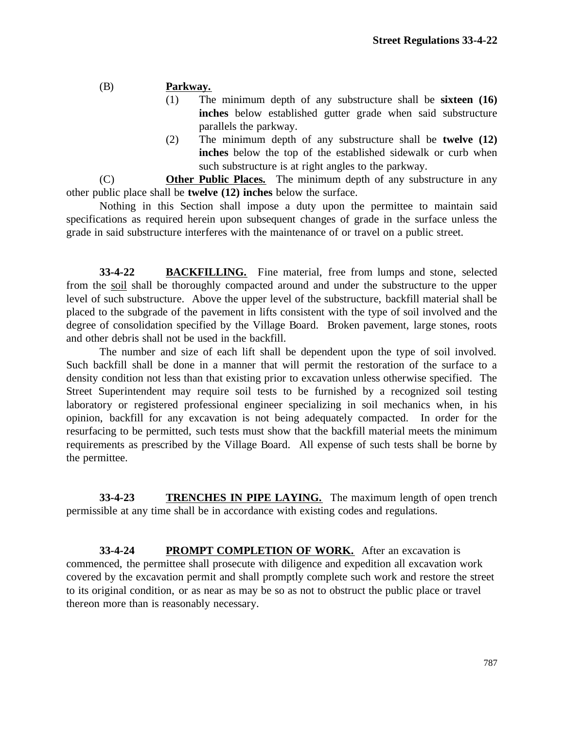(B) **Parkway.**

(1) The minimum depth of any substructure shall be **sixteen (16) inches** below established gutter grade when said substructure parallels the parkway.

(2) The minimum depth of any substructure shall be **twelve (12) inches** below the top of the established sidewalk or curb when such substructure is at right angles to the parkway.

(C) **Other Public Places.** The minimum depth of any substructure in any other public place shall be **twelve (12) inches** below the surface.

Nothing in this Section shall impose a duty upon the permittee to maintain said specifications as required herein upon subsequent changes of grade in the surface unless the grade in said substructure interferes with the maintenance of or travel on a public street.

**33-4-22 BACKFILLING.** Fine material, free from lumps and stone, selected from the soil shall be thoroughly compacted around and under the substructure to the upper level of such substructure. Above the upper level of the substructure, backfill material shall be placed to the subgrade of the pavement in lifts consistent with the type of soil involved and the degree of consolidation specified by the Village Board. Broken pavement, large stones, roots and other debris shall not be used in the backfill.

The number and size of each lift shall be dependent upon the type of soil involved. Such backfill shall be done in a manner that will permit the restoration of the surface to a density condition not less than that existing prior to excavation unless otherwise specified. The Street Superintendent may require soil tests to be furnished by a recognized soil testing laboratory or registered professional engineer specializing in soil mechanics when, in his opinion, backfill for any excavation is not being adequately compacted. In order for the resurfacing to be permitted, such tests must show that the backfill material meets the minimum requirements as prescribed by the Village Board. All expense of such tests shall be borne by the permittee.

**33-4-23 TRENCHES IN PIPE LAYING.** The maximum length of open trench permissible at any time shall be in accordance with existing codes and regulations.

**33-4-24 PROMPT COMPLETION OF WORK.** After an excavation is commenced, the permittee shall prosecute with diligence and expedition all excavation work covered by the excavation permit and shall promptly complete such work and restore the street to its original condition, or as near as may be so as not to obstruct the public place or travel thereon more than is reasonably necessary.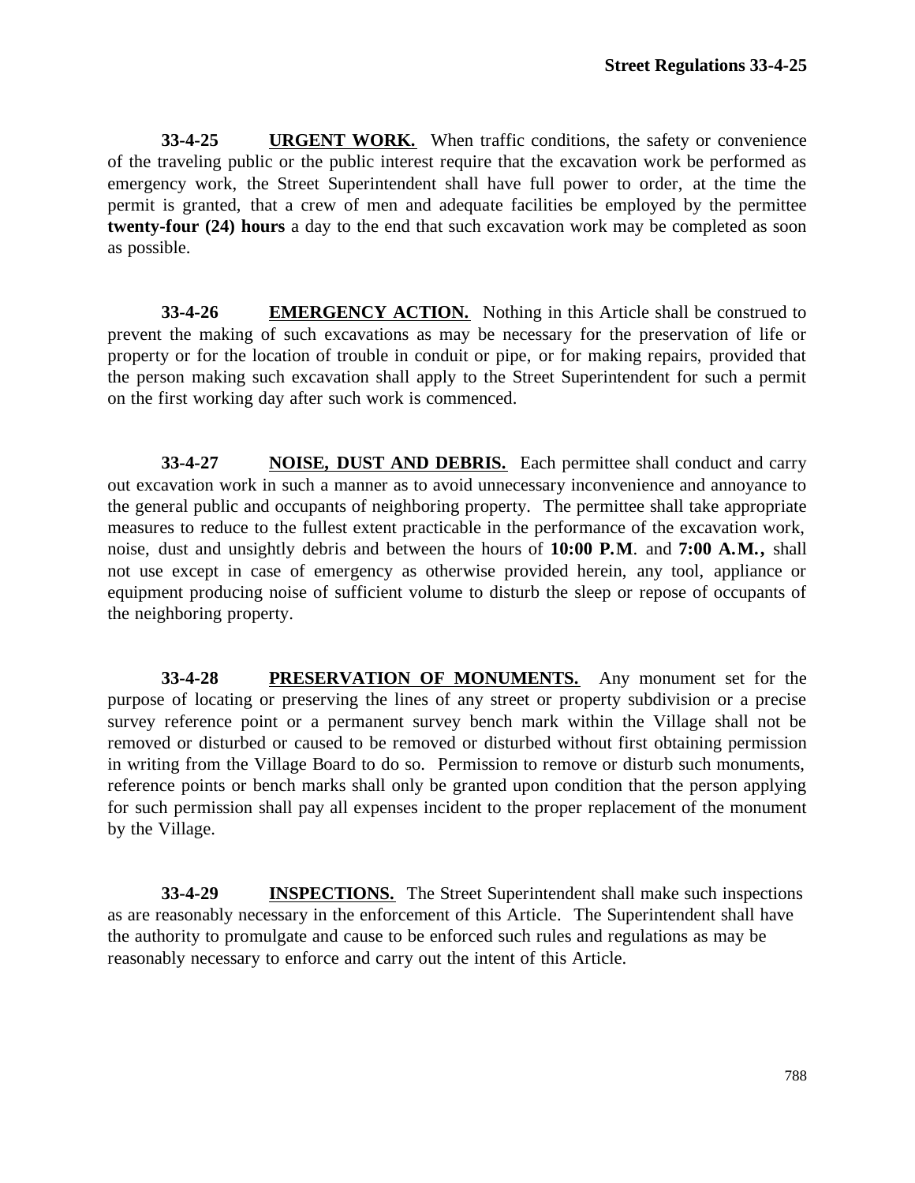**33-4-25 URGENT WORK.** When traffic conditions, the safety or convenience of the traveling public or the public interest require that the excavation work be performed as emergency work, the Street Superintendent shall have full power to order, at the time the permit is granted, that a crew of men and adequate facilities be employed by the permittee **twenty-four (24) hours** a day to the end that such excavation work may be completed as soon as possible.

**33-4-26 EMERGENCY ACTION.** Nothing in this Article shall be construed to prevent the making of such excavations as may be necessary for the preservation of life or property or for the location of trouble in conduit or pipe, or for making repairs, provided that the person making such excavation shall apply to the Street Superintendent for such a permit on the first working day after such work is commenced.

**33-4-27 NOISE, DUST AND DEBRIS.** Each permittee shall conduct and carry out excavation work in such a manner as to avoid unnecessary inconvenience and annoyance to the general public and occupants of neighboring property. The permittee shall take appropriate measures to reduce to the fullest extent practicable in the performance of the excavation work, noise, dust and unsightly debris and between the hours of **10:00 P.M**. and **7:00 A.M.,** shall not use except in case of emergency as otherwise provided herein, any tool, appliance or equipment producing noise of sufficient volume to disturb the sleep or repose of occupants of the neighboring property.

**33-4-28 PRESERVATION OF MONUMENTS.** Any monument set for the purpose of locating or preserving the lines of any street or property subdivision or a precise survey reference point or a permanent survey bench mark within the Village shall not be removed or disturbed or caused to be removed or disturbed without first obtaining permission in writing from the Village Board to do so. Permission to remove or disturb such monuments, reference points or bench marks shall only be granted upon condition that the person applying for such permission shall pay all expenses incident to the proper replacement of the monument by the Village.

**33-4-29 INSPECTIONS.** The Street Superintendent shall make such inspections as are reasonably necessary in the enforcement of this Article. The Superintendent shall have the authority to promulgate and cause to be enforced such rules and regulations as may be reasonably necessary to enforce and carry out the intent of this Article.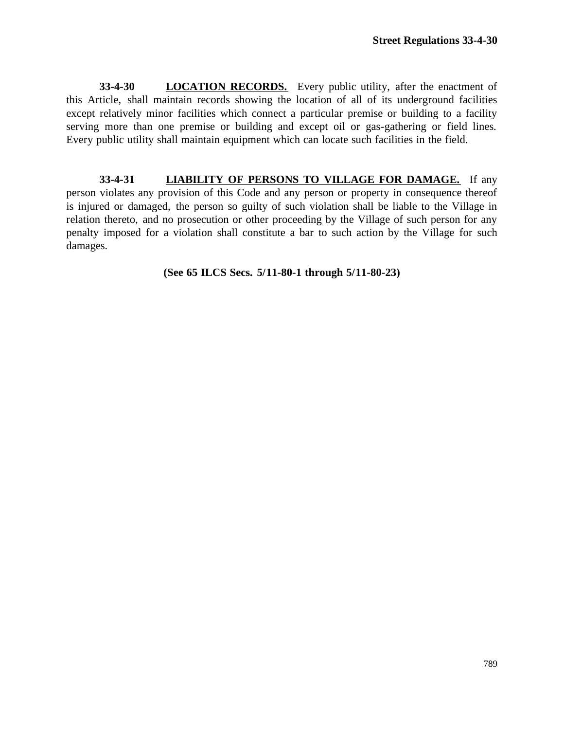**33-4-30** **LOCATION RECORDS.** Every public utility, after the enactment of this Article, shall maintain records showing the location of all of its underground facilities except relatively minor facilities which connect a particular premise or building to a facility serving more than one premise or building and except oil or gas-gathering or field lines. Every public utility shall maintain equipment which can locate such facilities in the field.

**33-4-31** **LIABILITY OF PERSONS TO VILLAGE FOR DAMAGE.** If any person violates any provision of this Code and any person or property in consequence thereof is injured or damaged, the person so guilty of such violation shall be liable to the Village in relation thereto, and no prosecution or other proceeding by the Village of such person for any penalty imposed for a violation shall constitute a bar to such action by the Village for such damages.

**(See 65 ILCS Secs. 5/11-80-1 through 5/11-80-23)**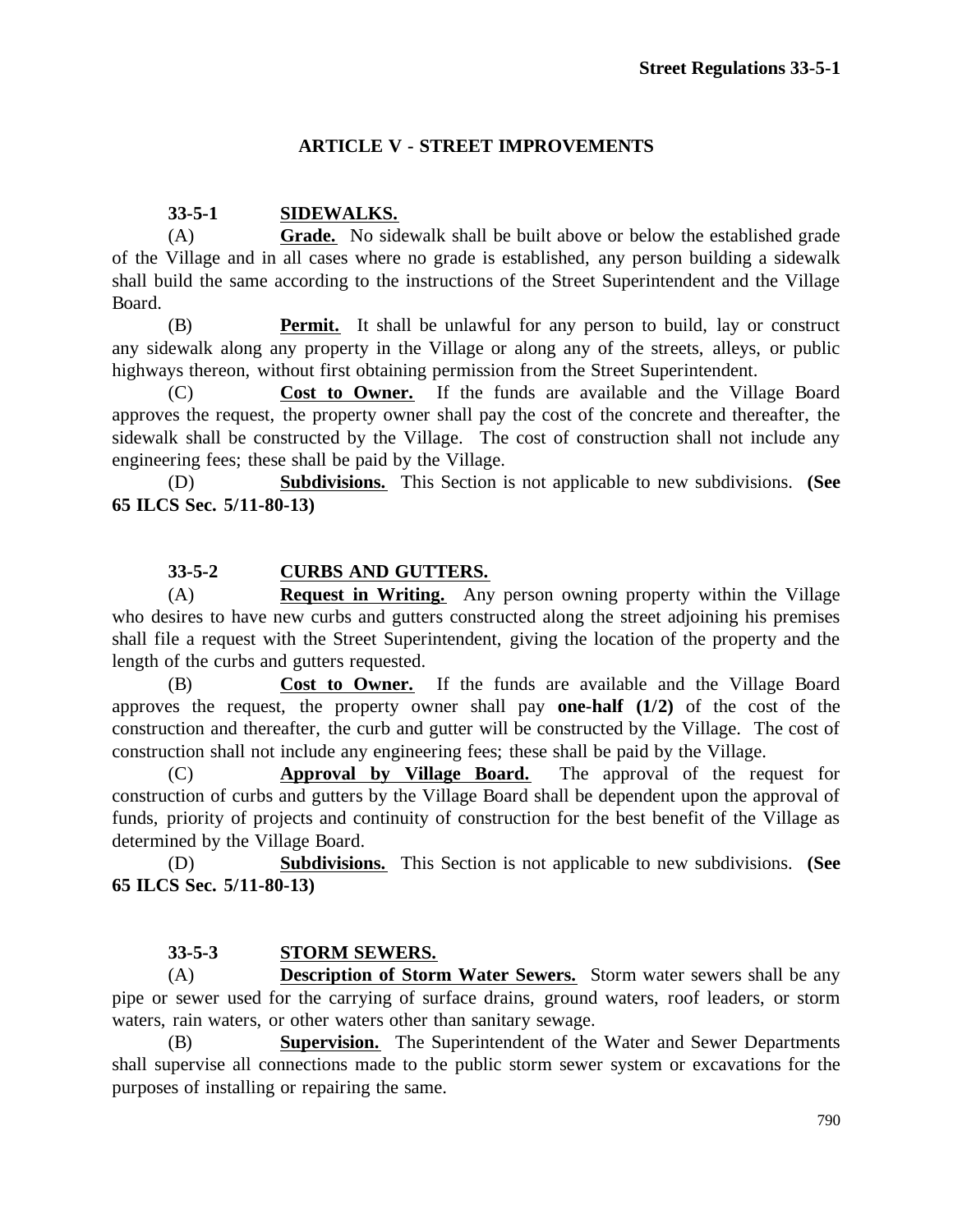## ARTICLE V - STREET IMPROVEMENTS

### 33-5-1 SIDEWALKS.

(A) **Grade.** No sidewalk shall be built above or below the established grade of the Village and in all cases where no grade is established, any person building a sidewalk shall build the same according to the instructions of the Street Superintendent and the Village Board.

(B) **Permit.** It shall be unlawful for any person to build, lay or construct any sidewalk along any property in the Village or along any of the streets, alleys, or public highways thereon, without first obtaining permission from the Street Superintendent.

(C) **Cost to Owner.** If the funds are available and the Village Board approves the request, the property owner shall pay the cost of the concrete and thereafter, the sidewalk shall be constructed by the Village. The cost of construction shall not include any engineering fees; these shall be paid by the Village.

(D) **Subdivisions.** This Section is not applicable to new subdivisions. **(See 65 ILCS Sec. 5/11-80-13)**

### 33-5-2 CURBS AND GUTTERS.

(A) **Request in Writing.** Any person owning property within the Village who desires to have new curbs and gutters constructed along the street adjoining his premises shall file a request with the Street Superintendent, giving the location of the property and the length of the curbs and gutters requested.

(B) **Cost to Owner.** If the funds are available and the Village Board approves the request, the property owner shall pay **one-half (1/2)** of the cost of the construction and thereafter, the curb and gutter will be constructed by the Village. The cost of construction shall not include any engineering fees; these shall be paid by the Village.

(C) **Approval by Village Board.** The approval of the request for construction of curbs and gutters by the Village Board shall be dependent upon the approval of funds, priority of projects and continuity of construction for the best benefit of the Village as determined by the Village Board.

(D) **Subdivisions.** This Section is not applicable to new subdivisions. **(See 65 ILCS Sec. 5/11-80-13)**

### 33-5-3 STORM SEWERS.

(A) **Description of Storm Water Sewers.** Storm water sewers shall be any pipe or sewer used for the carrying of surface drains, ground waters, roof leaders, or storm waters, rain waters, or other waters other than sanitary sewage.

(B) **Supervision.** The Superintendent of the Water and Sewer Departments shall supervise all connections made to the public storm sewer system or excavations for the purposes of installing or repairing the same.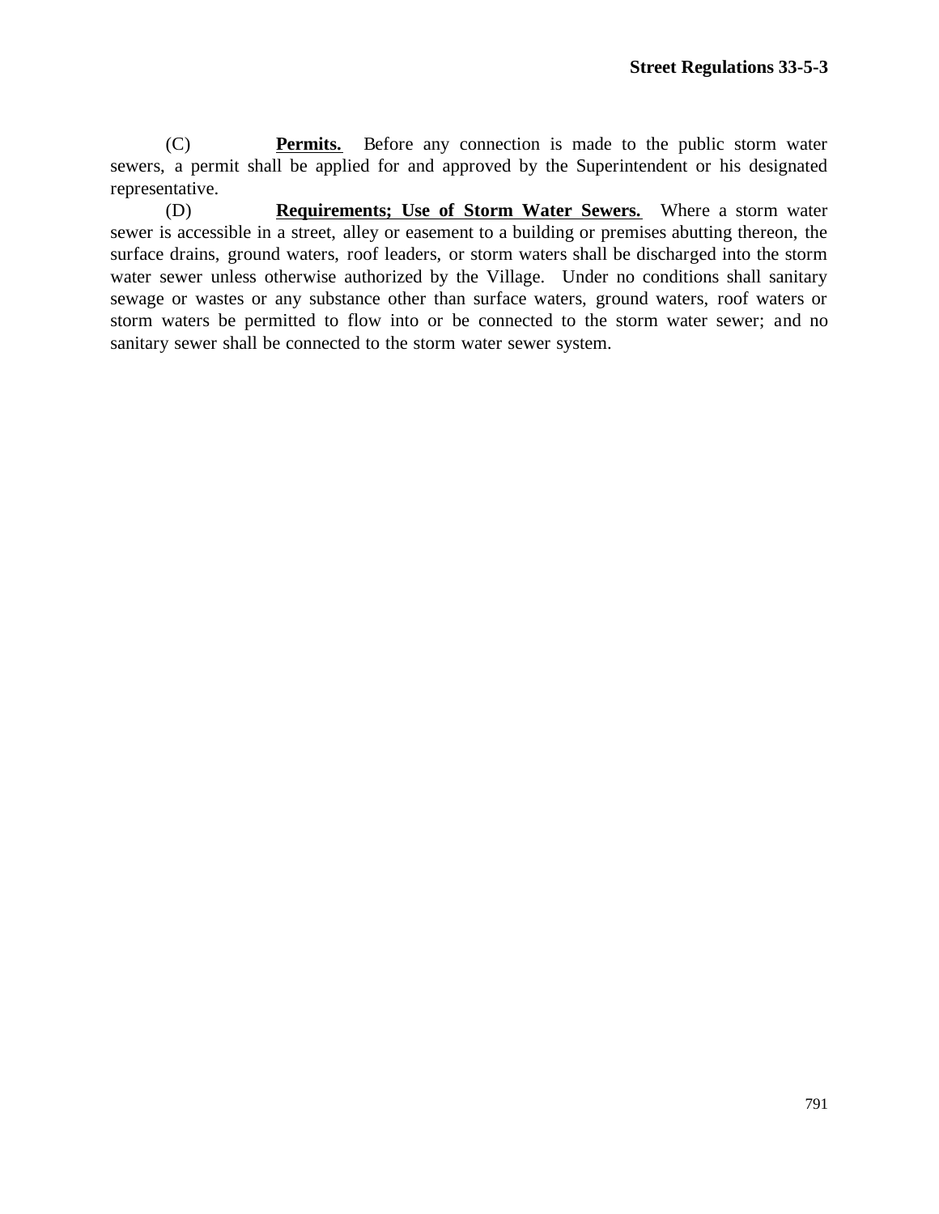(C) **<u>Permits.</u>** Before any connection is made to the public storm water sewers, a permit shall be applied for and approved by the Superintendent or his designated representative.

(D) **<u>Requirements; Use of Storm Water Sewers.</u>** Where a storm water sewer is accessible in a street, alley or easement to a building or premises abutting thereon, the surface drains, ground waters, roof leaders, or storm waters shall be discharged into the storm water sewer unless otherwise authorized by the Village. Under no conditions shall sanitary sewage or wastes or any substance other than surface waters, ground waters, roof waters or storm waters be permitted to flow into or be connected to the storm water sewer; and no sanitary sewer shall be connected to the storm water sewer system.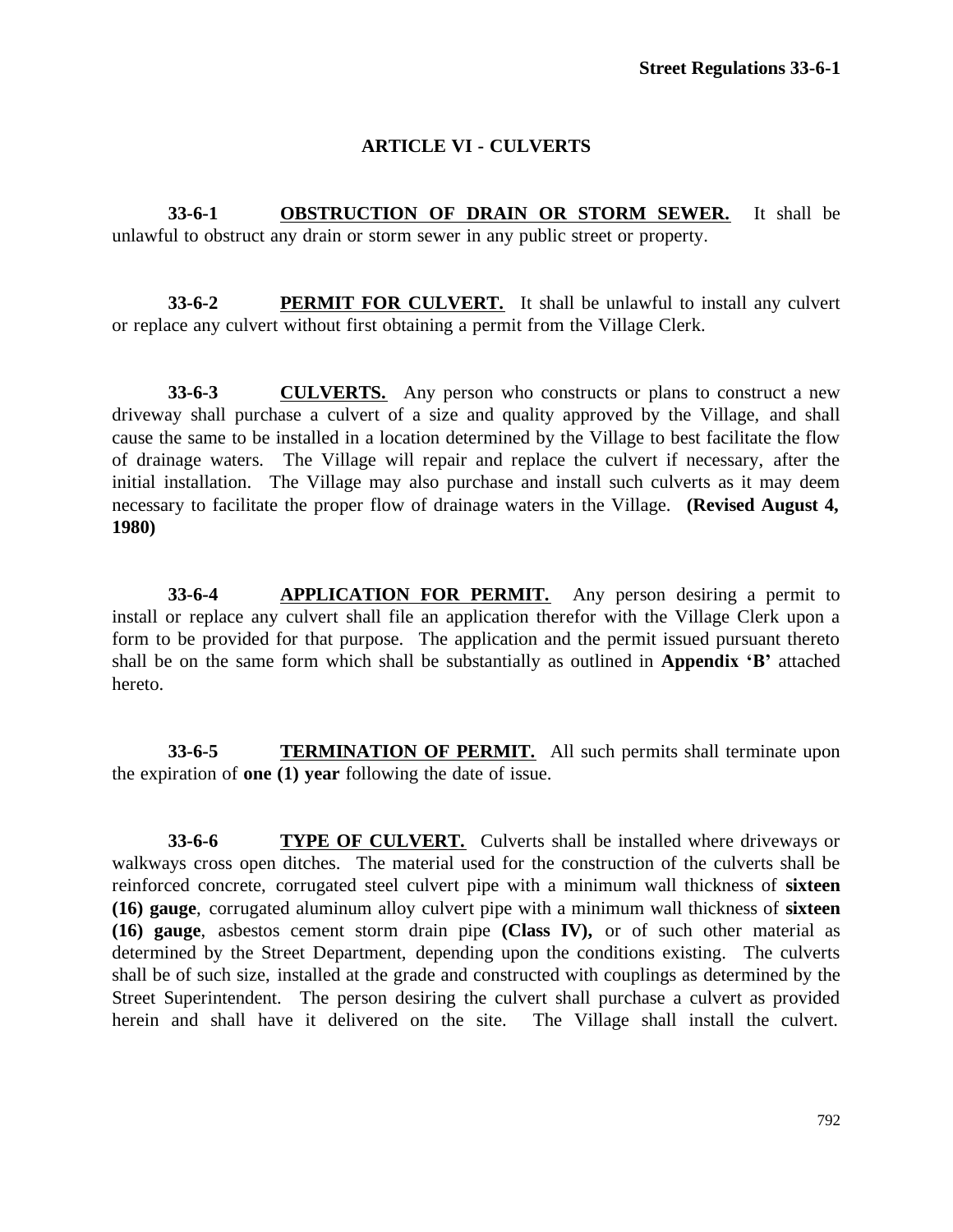## ARTICLE VI - CULVERTS

**33-6-1** **OBSTRUCTION OF DRAIN OR STORM SEWER.** It shall be unlawful to obstruct any drain or storm sewer in any public street or property.

**33-6-2** **PERMIT FOR CULVERT.** It shall be unlawful to install any culvert or replace any culvert without first obtaining a permit from the Village Clerk.

**33-6-3** **CULVERTS.** Any person who constructs or plans to construct a new driveway shall purchase a culvert of a size and quality approved by the Village, and shall cause the same to be installed in a location determined by the Village to best facilitate the flow of drainage waters. The Village will repair and replace the culvert if necessary, after the initial installation. The Village may also purchase and install such culverts as it may deem necessary to facilitate the proper flow of drainage waters in the Village. **(Revised August 4, 1980)**

**33-6-4** **APPLICATION FOR PERMIT.** Any person desiring a permit to install or replace any culvert shall file an application therefor with the Village Clerk upon a form to be provided for that purpose. The application and the permit issued pursuant thereto shall be on the same form which shall be substantially as outlined in **Appendix 'B'** attached hereto.

**33-6-5** **TERMINATION OF PERMIT.** All such permits shall terminate upon the expiration of **one (1) year** following the date of issue.

**33-6-6** **TYPE OF CULVERT.** Culverts shall be installed where driveways or walkways cross open ditches. The material used for the construction of the culverts shall be reinforced concrete, corrugated steel culvert pipe with a minimum wall thickness of **sixteen (16) gauge**, corrugated aluminum alloy culvert pipe with a minimum wall thickness of **sixteen (16) gauge**, asbestos cement storm drain pipe **(Class IV),** or of such other material as determined by the Street Department, depending upon the conditions existing. The culverts shall be of such size, installed at the grade and constructed with couplings as determined by the Street Superintendent. The person desiring the culvert shall purchase a culvert as provided herein and shall have it delivered on the site. The Village shall install the culvert.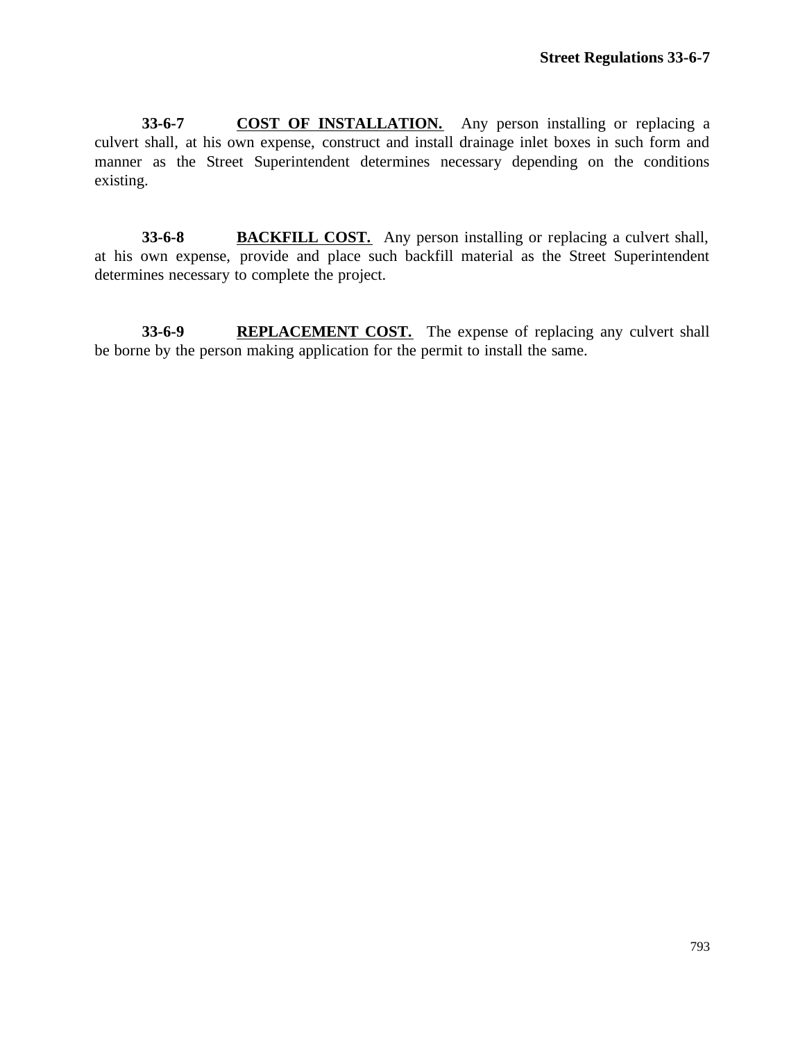**33-6-7** **COST OF INSTALLATION.** Any person installing or replacing a culvert shall, at his own expense, construct and install drainage inlet boxes in such form and manner as the Street Superintendent determines necessary depending on the conditions existing.

**33-6-8** **BACKFILL COST.** Any person installing or replacing a culvert shall, at his own expense, provide and place such backfill material as the Street Superintendent determines necessary to complete the project.

**33-6-9** **REPLACEMENT COST.** The expense of replacing any culvert shall be borne by the person making application for the permit to install the same.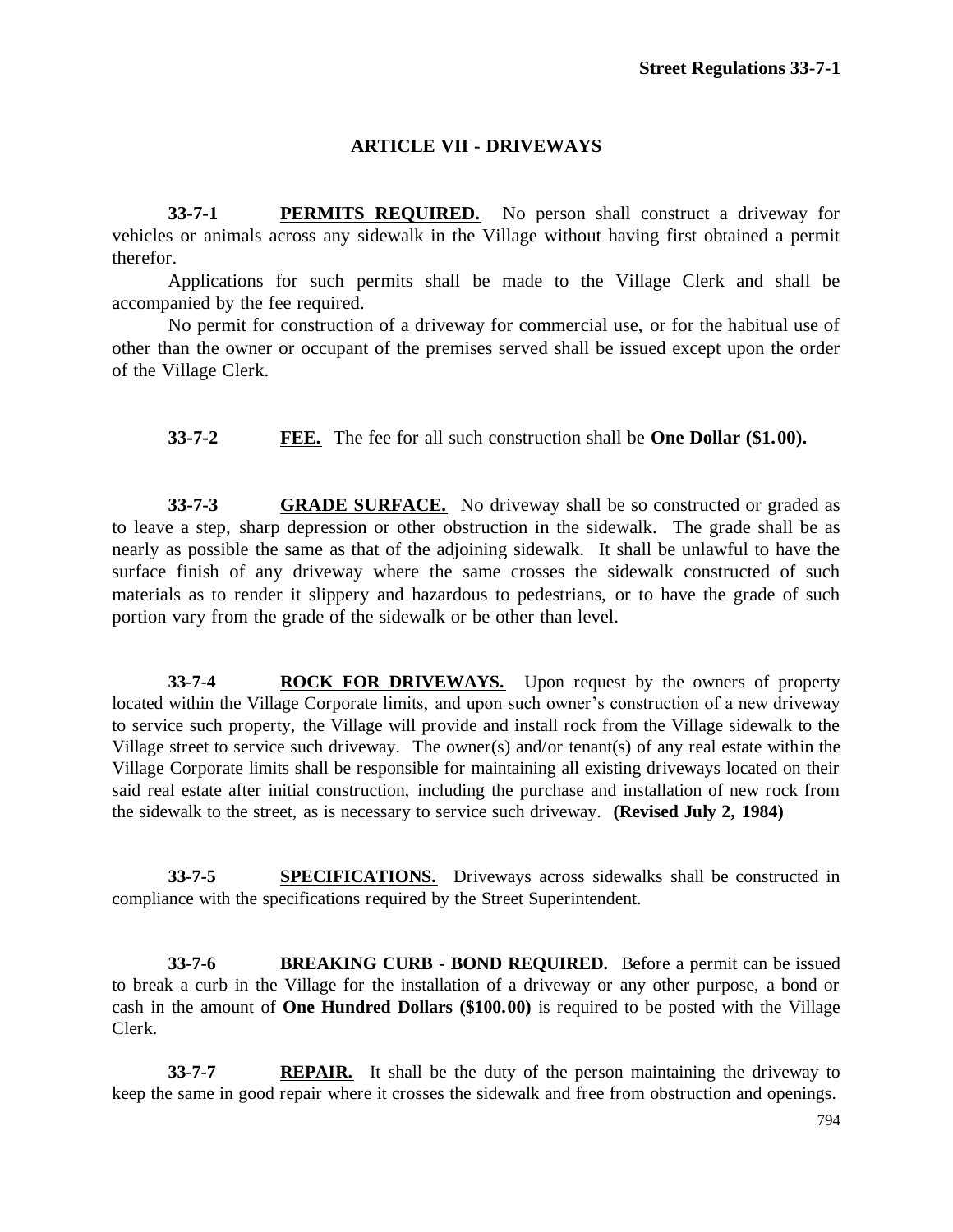## ARTICLE VII - DRIVEWAYS

**33-7-1 PERMITS REQUIRED.** No person shall construct a driveway for vehicles or animals across any sidewalk in the Village without having first obtained a permit therefor.

Applications for such permits shall be made to the Village Clerk and shall be accompanied by the fee required.

No permit for construction of a driveway for commercial use, or for the habitual use of other than the owner or occupant of the premises served shall be issued except upon the order of the Village Clerk.

**33-7-2 FEE.** The fee for all such construction shall be **One Dollar ($1.00).**

**33-7-3 GRADE SURFACE.** No driveway shall be so constructed or graded as to leave a step, sharp depression or other obstruction in the sidewalk. The grade shall be as nearly as possible the same as that of the adjoining sidewalk. It shall be unlawful to have the surface finish of any driveway where the same crosses the sidewalk constructed of such materials as to render it slippery and hazardous to pedestrians, or to have the grade of such portion vary from the grade of the sidewalk or be other than level.

**33-7-4 ROCK FOR DRIVEWAYS.** Upon request by the owners of property located within the Village Corporate limits, and upon such owner's construction of a new driveway to service such property, the Village will provide and install rock from the Village sidewalk to the Village street to service such driveway. The owner(s) and/or tenant(s) of any real estate within the Village Corporate limits shall be responsible for maintaining all existing driveways located on their said real estate after initial construction, including the purchase and installation of new rock from the sidewalk to the street, as is necessary to service such driveway. **(Revised July 2, 1984)**

**33-7-5 SPECIFICATIONS.** Driveways across sidewalks shall be constructed in compliance with the specifications required by the Street Superintendent.

**33-7-6 BREAKING CURB - BOND REQUIRED.** Before a permit can be issued to break a curb in the Village for the installation of a driveway or any other purpose, a bond or cash in the amount of **One Hundred Dollars ($100.00)** is required to be posted with the Village Clerk.

**33-7-7 REPAIR.** It shall be the duty of the person maintaining the driveway to keep the same in good repair where it crosses the sidewalk and free from obstruction and openings.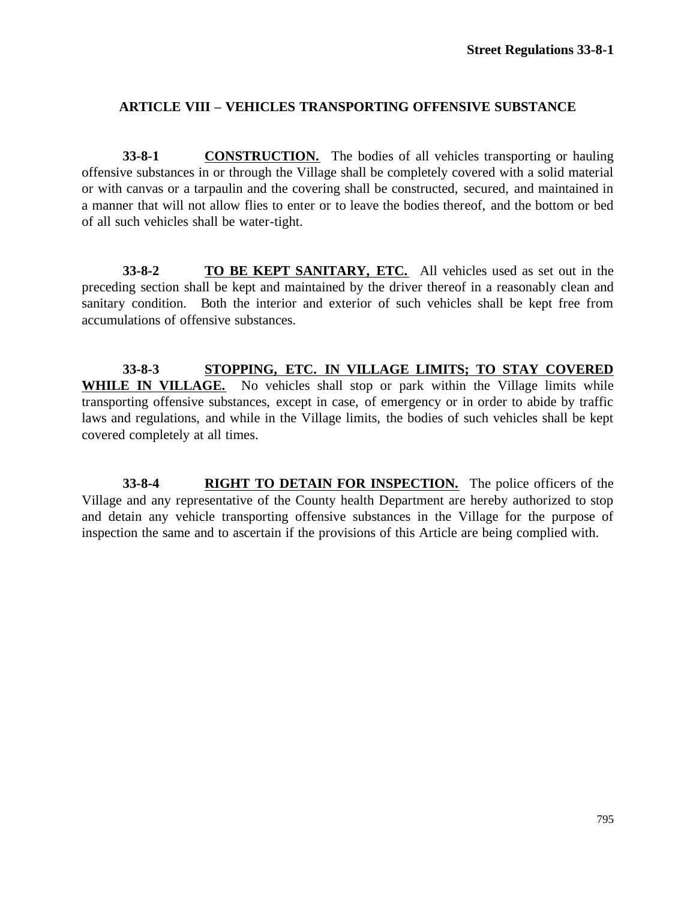## ARTICLE VIII – VEHICLES TRANSPORTING OFFENSIVE SUBSTANCE

**33-8-1** **CONSTRUCTION.** The bodies of all vehicles transporting or hauling offensive substances in or through the Village shall be completely covered with a solid material or with canvas or a tarpaulin and the covering shall be constructed, secured, and maintained in a manner that will not allow flies to enter or to leave the bodies thereof, and the bottom or bed of all such vehicles shall be water-tight.

**33-8-2** **TO BE KEPT SANITARY, ETC.** All vehicles used as set out in the preceding section shall be kept and maintained by the driver thereof in a reasonably clean and sanitary condition. Both the interior and exterior of such vehicles shall be kept free from accumulations of offensive substances.

**33-8-3** **STOPPING, ETC. IN VILLAGE LIMITS; TO STAY COVERED WHILE IN VILLAGE.** No vehicles shall stop or park within the Village limits while transporting offensive substances, except in case, of emergency or in order to abide by traffic laws and regulations, and while in the Village limits, the bodies of such vehicles shall be kept covered completely at all times.

**33-8-4** **RIGHT TO DETAIN FOR INSPECTION.** The police officers of the Village and any representative of the County health Department are hereby authorized to stop and detain any vehicle transporting offensive substances in the Village for the purpose of inspection the same and to ascertain if the provisions of this Article are being complied with.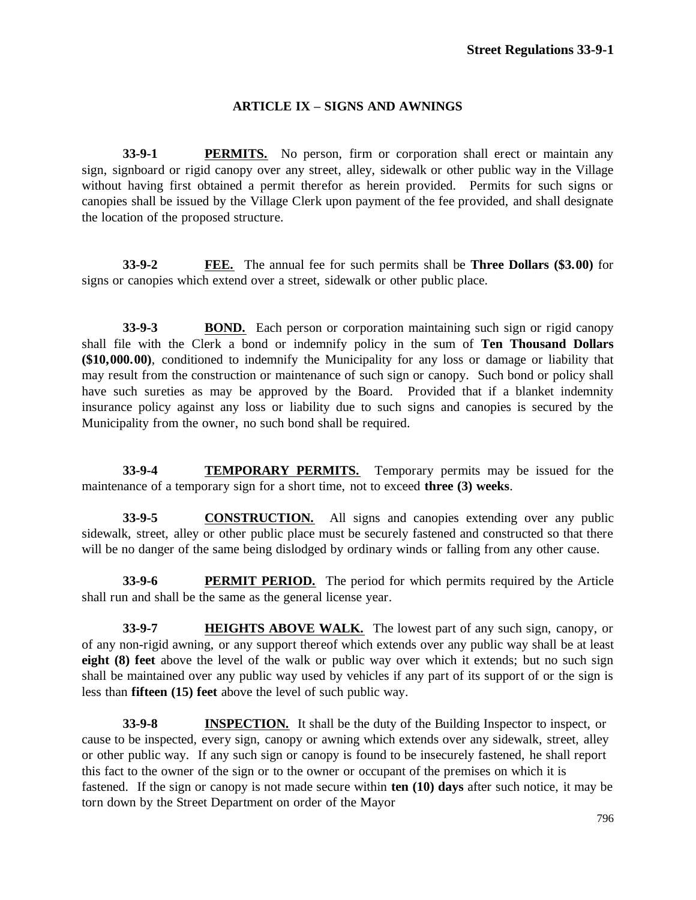## ARTICLE IX – SIGNS AND AWNINGS

**33-9-1** **PERMITS.** No person, firm or corporation shall erect or maintain any sign, signboard or rigid canopy over any street, alley, sidewalk or other public way in the Village without having first obtained a permit therefor as herein provided. Permits for such signs or canopies shall be issued by the Village Clerk upon payment of the fee provided, and shall designate the location of the proposed structure.

**33-9-2** **FEE.** The annual fee for such permits shall be **Three Dollars ($3.00)** for signs or canopies which extend over a street, sidewalk or other public place.

**33-9-3** **BOND.** Each person or corporation maintaining such sign or rigid canopy shall file with the Clerk a bond or indemnify policy in the sum of **Ten Thousand Dollars ($10,000.00)**, conditioned to indemnify the Municipality for any loss or damage or liability that may result from the construction or maintenance of such sign or canopy. Such bond or policy shall have such sureties as may be approved by the Board. Provided that if a blanket indemnity insurance policy against any loss or liability due to such signs and canopies is secured by the Municipality from the owner, no such bond shall be required.

**33-9-4** **TEMPORARY PERMITS.** Temporary permits may be issued for the maintenance of a temporary sign for a short time, not to exceed **three (3) weeks**.

**33-9-5** **CONSTRUCTION.** All signs and canopies extending over any public sidewalk, street, alley or other public place must be securely fastened and constructed so that there will be no danger of the same being dislodged by ordinary winds or falling from any other cause.

**33-9-6** **PERMIT PERIOD.** The period for which permits required by the Article shall run and shall be the same as the general license year.

**33-9-7** **HEIGHTS ABOVE WALK.** The lowest part of any such sign, canopy, or of any non-rigid awning, or any support thereof which extends over any public way shall be at least **eight (8) feet** above the level of the walk or public way over which it extends; but no such sign shall be maintained over any public way used by vehicles if any part of its support of or the sign is less than **fifteen (15) feet** above the level of such public way.

**33-9-8** **INSPECTION.** It shall be the duty of the Building Inspector to inspect, or cause to be inspected, every sign, canopy or awning which extends over any sidewalk, street, alley or other public way. If any such sign or canopy is found to be insecurely fastened, he shall report this fact to the owner of the sign or to the owner or occupant of the premises on which it is fastened. If the sign or canopy is not made secure within **ten (10) days** after such notice, it may be torn down by the Street Department on order of the Mayor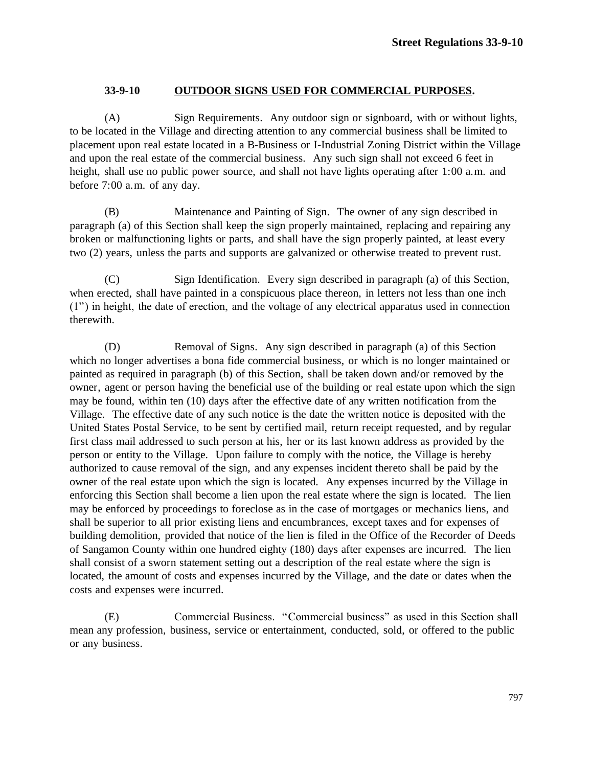## 33-9-10 OUTDOOR SIGNS USED FOR COMMERCIAL PURPOSES.

(A) Sign Requirements. Any outdoor sign or signboard, with or without lights, to be located in the Village and directing attention to any commercial business shall be limited to placement upon real estate located in a B-Business or I-Industrial Zoning District within the Village and upon the real estate of the commercial business. Any such sign shall not exceed 6 feet in height, shall use no public power source, and shall not have lights operating after 1:00 a.m. and before 7:00 a.m. of any day.

(B) Maintenance and Painting of Sign. The owner of any sign described in paragraph (a) of this Section shall keep the sign properly maintained, replacing and repairing any broken or malfunctioning lights or parts, and shall have the sign properly painted, at least every two (2) years, unless the parts and supports are galvanized or otherwise treated to prevent rust.

(C) Sign Identification. Every sign described in paragraph (a) of this Section, when erected, shall have painted in a conspicuous place thereon, in letters not less than one inch (1") in height, the date of erection, and the voltage of any electrical apparatus used in connection therewith.

(D) Removal of Signs. Any sign described in paragraph (a) of this Section which no longer advertises a bona fide commercial business, or which is no longer maintained or painted as required in paragraph (b) of this Section, shall be taken down and/or removed by the owner, agent or person having the beneficial use of the building or real estate upon which the sign may be found, within ten (10) days after the effective date of any written notification from the Village. The effective date of any such notice is the date the written notice is deposited with the United States Postal Service, to be sent by certified mail, return receipt requested, and by regular first class mail addressed to such person at his, her or its last known address as provided by the person or entity to the Village. Upon failure to comply with the notice, the Village is hereby authorized to cause removal of the sign, and any expenses incident thereto shall be paid by the owner of the real estate upon which the sign is located. Any expenses incurred by the Village in enforcing this Section shall become a lien upon the real estate where the sign is located. The lien may be enforced by proceedings to foreclose as in the case of mortgages or mechanics liens, and shall be superior to all prior existing liens and encumbrances, except taxes and for expenses of building demolition, provided that notice of the lien is filed in the Office of the Recorder of Deeds of Sangamon County within one hundred eighty (180) days after expenses are incurred. The lien shall consist of a sworn statement setting out a description of the real estate where the sign is located, the amount of costs and expenses incurred by the Village, and the date or dates when the costs and expenses were incurred.

(E) Commercial Business. "Commercial business" as used in this Section shall mean any profession, business, service or entertainment, conducted, sold, or offered to the public or any business.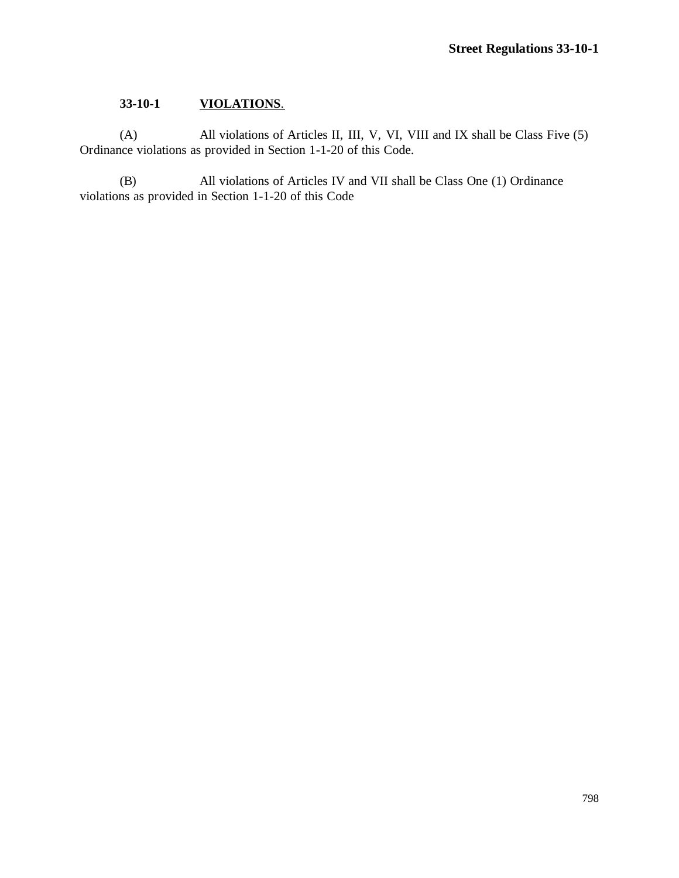**33-10-1 <u>VIOLATIONS</u>.**

(A) All violations of Articles II, III, V, VI, VIII and IX shall be Class Five (5) Ordinance violations as provided in Section 1-1-20 of this Code.

(B) All violations of Articles IV and VII shall be Class One (1) Ordinance violations as provided in Section 1-1-20 of this Code